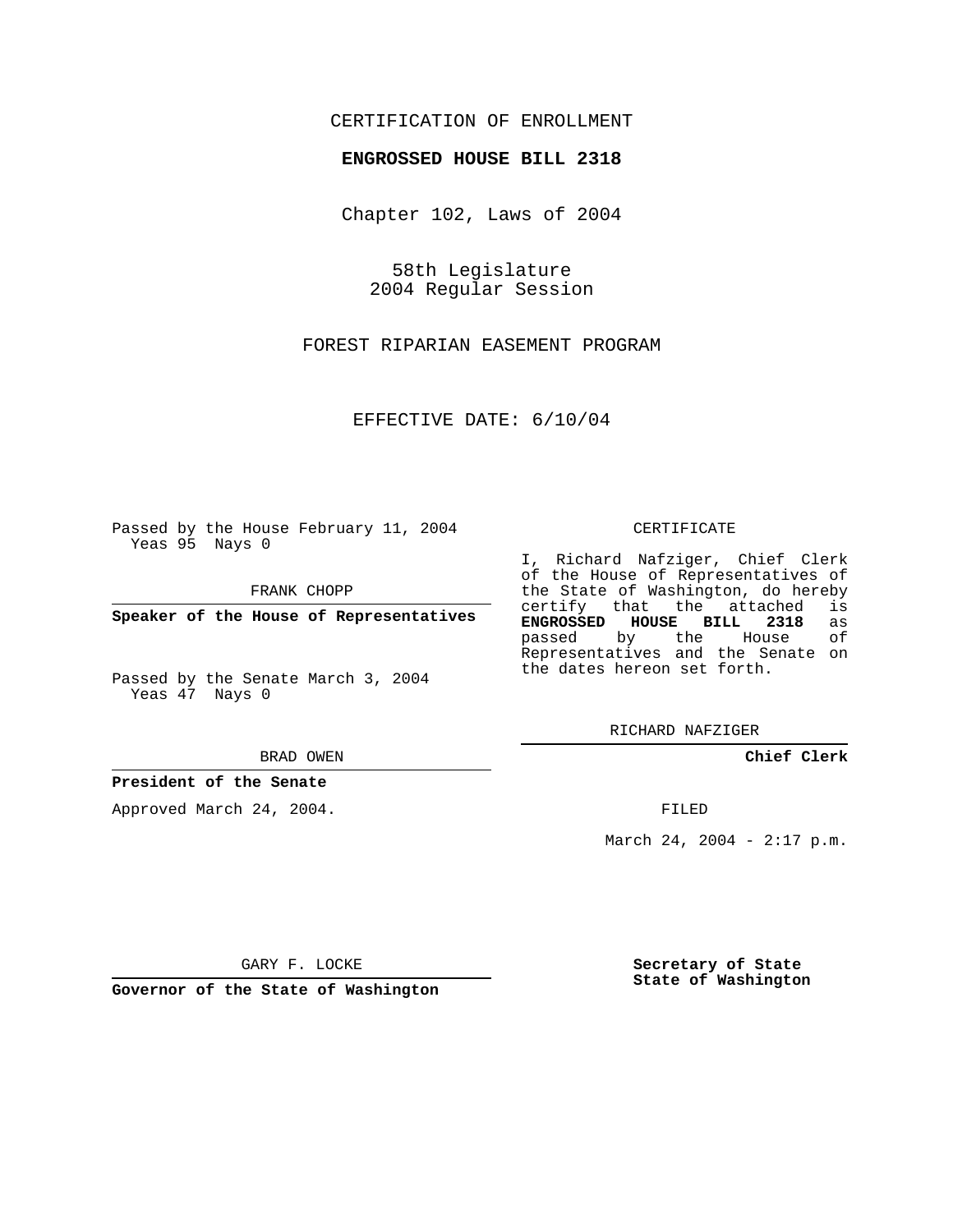CERTIFICATION OF ENROLLMENT

**ENGROSSED HOUSE BILL 2318**

Chapter 102, Laws of 2004

58th Legislature
2004 Regular Session

FOREST RIPARIAN EASEMENT PROGRAM

EFFECTIVE DATE: 6/10/04

Passed by the House February 11, 2004
Yeas 95 Nays 0

FRANK CHOPP

**Speaker of the House of Representatives**

Passed by the Senate March 3, 2004
Yeas 47 Nays 0

BRAD OWEN

**President of the Senate**

Approved March 24, 2004.

GARY F. LOCKE

**Governor of the State of Washington**

CERTIFICATE

I, Richard Nafziger, Chief Clerk of the House of Representatives of the State of Washington, do hereby certify that the attached is **ENGROSSED HOUSE BILL 2318** as passed by the House of Representatives and the Senate on the dates hereon set forth.

RICHARD NAFZIGER

**Chief Clerk**

FILED

March 24, 2004 - 2:17 p.m.

**Secretary of State**
**State of Washington**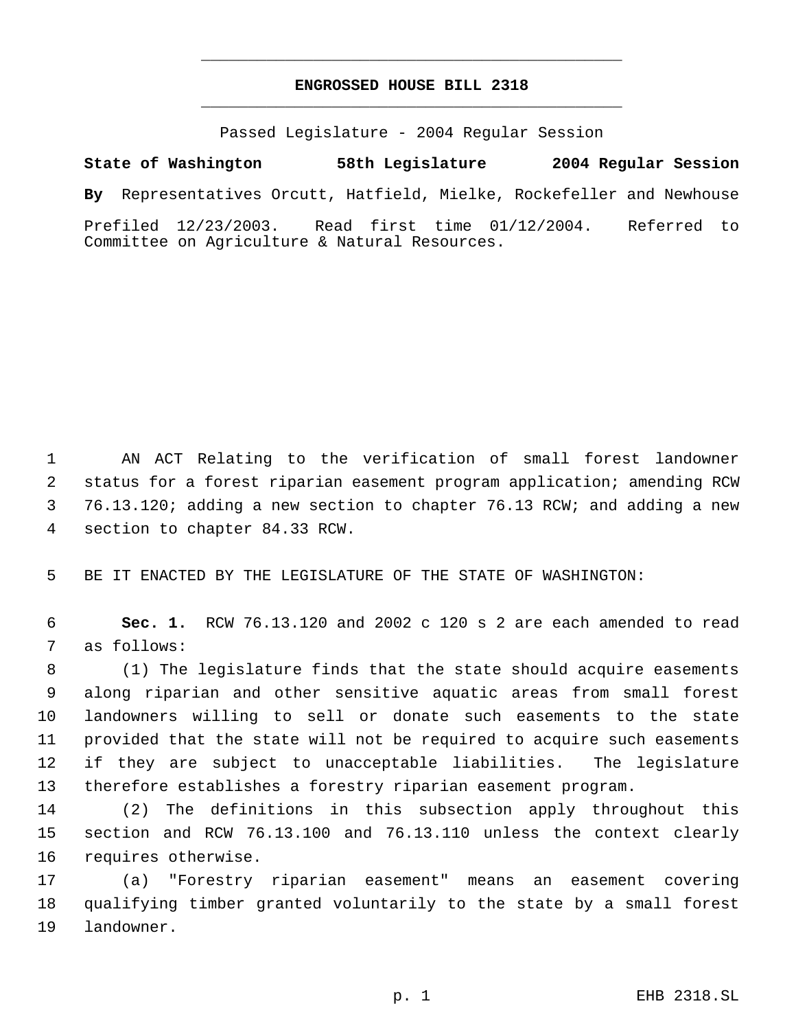# ENGROSSED HOUSE BILL 2318

Passed Legislature - 2004 Regular Session

**State of Washington 58th Legislature 2004 Regular Session**

**By** Representatives Orcutt, Hatfield, Mielke, Rockefeller and Newhouse

Prefiled 12/23/2003. Read first time 01/12/2004. Referred to Committee on Agriculture & Natural Resources.

AN ACT Relating to the verification of small forest landowner status for a forest riparian easement program application; amending RCW 76.13.120; adding a new section to chapter 76.13 RCW; and adding a new section to chapter 84.33 RCW.

BE IT ENACTED BY THE LEGISLATURE OF THE STATE OF WASHINGTON:

**Sec. 1.** RCW 76.13.120 and 2002 c 120 s 2 are each amended to read as follows:

(1) The legislature finds that the state should acquire easements along riparian and other sensitive aquatic areas from small forest landowners willing to sell or donate such easements to the state provided that the state will not be required to acquire such easements if they are subject to unacceptable liabilities. The legislature therefore establishes a forestry riparian easement program.

(2) The definitions in this subsection apply throughout this section and RCW 76.13.100 and 76.13.110 unless the context clearly requires otherwise.

(a) "Forestry riparian easement" means an easement covering qualifying timber granted voluntarily to the state by a small forest landowner.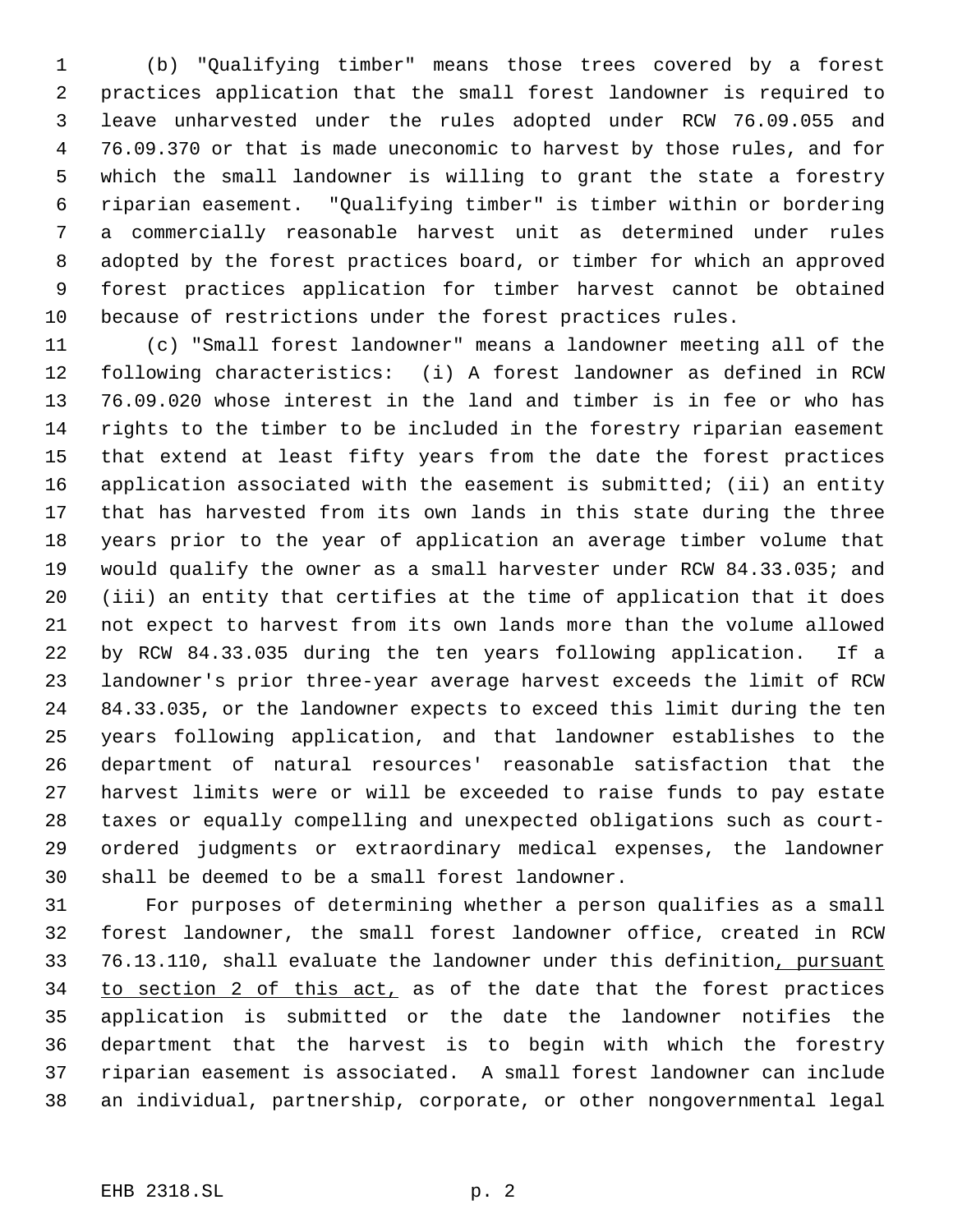(b) "Qualifying timber" means those trees covered by a forest practices application that the small forest landowner is required to leave unharvested under the rules adopted under RCW 76.09.055 and 76.09.370 or that is made uneconomic to harvest by those rules, and for which the small landowner is willing to grant the state a forestry riparian easement. "Qualifying timber" is timber within or bordering a commercially reasonable harvest unit as determined under rules adopted by the forest practices board, or timber for which an approved forest practices application for timber harvest cannot be obtained because of restrictions under the forest practices rules.

(c) "Small forest landowner" means a landowner meeting all of the following characteristics: (i) A forest landowner as defined in RCW 76.09.020 whose interest in the land and timber is in fee or who has rights to the timber to be included in the forestry riparian easement that extend at least fifty years from the date the forest practices application associated with the easement is submitted; (ii) an entity that has harvested from its own lands in this state during the three years prior to the year of application an average timber volume that would qualify the owner as a small harvester under RCW 84.33.035; and (iii) an entity that certifies at the time of application that it does not expect to harvest from its own lands more than the volume allowed by RCW 84.33.035 during the ten years following application. If a landowner's prior three-year average harvest exceeds the limit of RCW 84.33.035, or the landowner expects to exceed this limit during the ten years following application, and that landowner establishes to the department of natural resources' reasonable satisfaction that the harvest limits were or will be exceeded to raise funds to pay estate taxes or equally compelling and unexpected obligations such as court-ordered judgments or extraordinary medical expenses, the landowner shall be deemed to be a small forest landowner.

For purposes of determining whether a person qualifies as a small forest landowner, the small forest landowner office, created in RCW 76.13.110, shall evaluate the landowner under this definition, pursuant to section 2 of this act, as of the date that the forest practices application is submitted or the date the landowner notifies the department that the harvest is to begin with which the forestry riparian easement is associated. A small forest landowner can include an individual, partnership, corporate, or other nongovernmental legal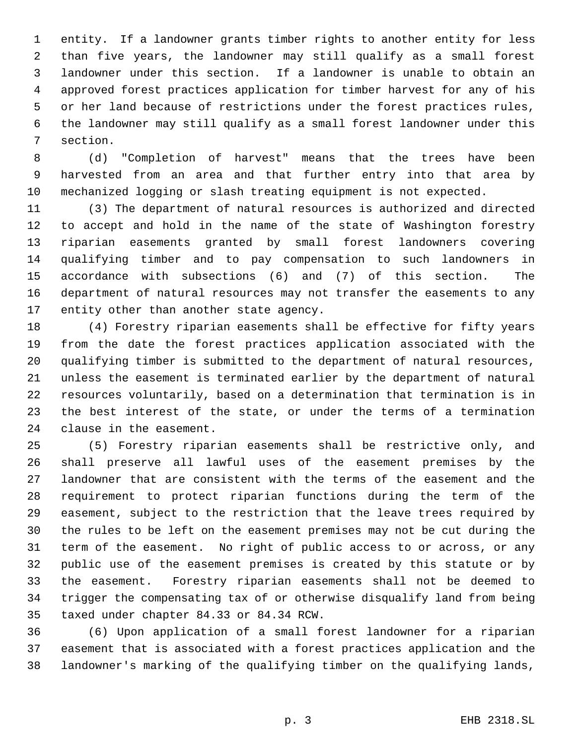entity. If a landowner grants timber rights to another entity for less than five years, the landowner may still qualify as a small forest landowner under this section. If a landowner is unable to obtain an approved forest practices application for timber harvest for any of his or her land because of restrictions under the forest practices rules, the landowner may still qualify as a small forest landowner under this section.

(d) "Completion of harvest" means that the trees have been harvested from an area and that further entry into that area by mechanized logging or slash treating equipment is not expected.

(3) The department of natural resources is authorized and directed to accept and hold in the name of the state of Washington forestry riparian easements granted by small forest landowners covering qualifying timber and to pay compensation to such landowners in accordance with subsections (6) and (7) of this section. The department of natural resources may not transfer the easements to any entity other than another state agency.

(4) Forestry riparian easements shall be effective for fifty years from the date the forest practices application associated with the qualifying timber is submitted to the department of natural resources, unless the easement is terminated earlier by the department of natural resources voluntarily, based on a determination that termination is in the best interest of the state, or under the terms of a termination clause in the easement.

(5) Forestry riparian easements shall be restrictive only, and shall preserve all lawful uses of the easement premises by the landowner that are consistent with the terms of the easement and the requirement to protect riparian functions during the term of the easement, subject to the restriction that the leave trees required by the rules to be left on the easement premises may not be cut during the term of the easement. No right of public access to or across, or any public use of the easement premises is created by this statute or by the easement. Forestry riparian easements shall not be deemed to trigger the compensating tax of or otherwise disqualify land from being taxed under chapter 84.33 or 84.34 RCW.

(6) Upon application of a small forest landowner for a riparian easement that is associated with a forest practices application and the landowner's marking of the qualifying timber on the qualifying lands,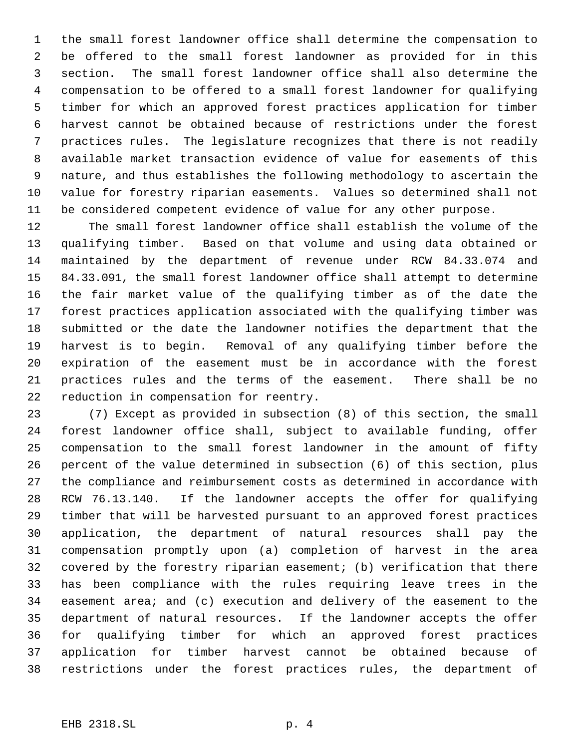the small forest landowner office shall determine the compensation to be offered to the small forest landowner as provided for in this section. The small forest landowner office shall also determine the compensation to be offered to a small forest landowner for qualifying timber for which an approved forest practices application for timber harvest cannot be obtained because of restrictions under the forest practices rules. The legislature recognizes that there is not readily available market transaction evidence of value for easements of this nature, and thus establishes the following methodology to ascertain the value for forestry riparian easements. Values so determined shall not be considered competent evidence of value for any other purpose.

The small forest landowner office shall establish the volume of the qualifying timber. Based on that volume and using data obtained or maintained by the department of revenue under RCW 84.33.074 and 84.33.091, the small forest landowner office shall attempt to determine the fair market value of the qualifying timber as of the date the forest practices application associated with the qualifying timber was submitted or the date the landowner notifies the department that the harvest is to begin. Removal of any qualifying timber before the expiration of the easement must be in accordance with the forest practices rules and the terms of the easement. There shall be no reduction in compensation for reentry.

(7) Except as provided in subsection (8) of this section, the small forest landowner office shall, subject to available funding, offer compensation to the small forest landowner in the amount of fifty percent of the value determined in subsection (6) of this section, plus the compliance and reimbursement costs as determined in accordance with RCW 76.13.140. If the landowner accepts the offer for qualifying timber that will be harvested pursuant to an approved forest practices application, the department of natural resources shall pay the compensation promptly upon (a) completion of harvest in the area covered by the forestry riparian easement; (b) verification that there has been compliance with the rules requiring leave trees in the easement area; and (c) execution and delivery of the easement to the department of natural resources. If the landowner accepts the offer for qualifying timber for which an approved forest practices application for timber harvest cannot be obtained because of restrictions under the forest practices rules, the department of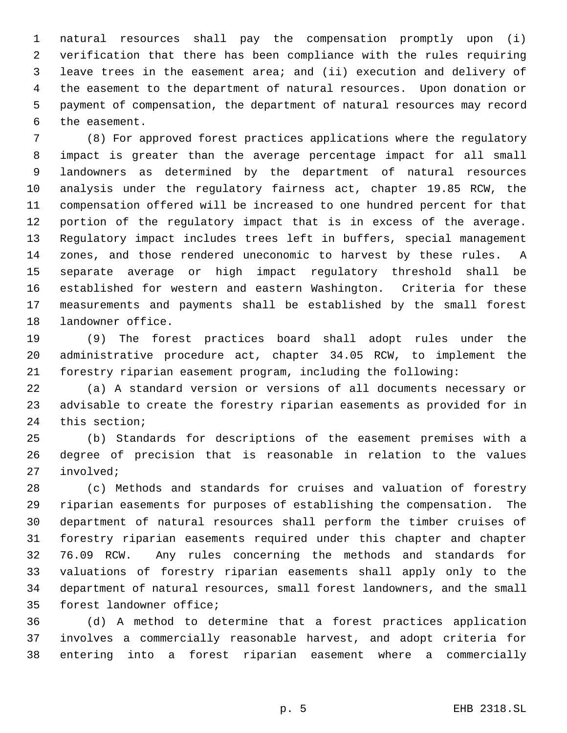natural resources shall pay the compensation promptly upon (i) verification that there has been compliance with the rules requiring leave trees in the easement area; and (ii) execution and delivery of the easement to the department of natural resources. Upon donation or payment of compensation, the department of natural resources may record the easement.

(8) For approved forest practices applications where the regulatory impact is greater than the average percentage impact for all small landowners as determined by the department of natural resources analysis under the regulatory fairness act, chapter 19.85 RCW, the compensation offered will be increased to one hundred percent for that portion of the regulatory impact that is in excess of the average. Regulatory impact includes trees left in buffers, special management zones, and those rendered uneconomic to harvest by these rules. A separate average or high impact regulatory threshold shall be established for western and eastern Washington. Criteria for these measurements and payments shall be established by the small forest landowner office.

(9) The forest practices board shall adopt rules under the administrative procedure act, chapter 34.05 RCW, to implement the forestry riparian easement program, including the following:

(a) A standard version or versions of all documents necessary or advisable to create the forestry riparian easements as provided for in this section;

(b) Standards for descriptions of the easement premises with a degree of precision that is reasonable in relation to the values involved;

(c) Methods and standards for cruises and valuation of forestry riparian easements for purposes of establishing the compensation. The department of natural resources shall perform the timber cruises of forestry riparian easements required under this chapter and chapter 76.09 RCW. Any rules concerning the methods and standards for valuations of forestry riparian easements shall apply only to the department of natural resources, small forest landowners, and the small forest landowner office;

(d) A method to determine that a forest practices application involves a commercially reasonable harvest, and adopt criteria for entering into a forest riparian easement where a commercially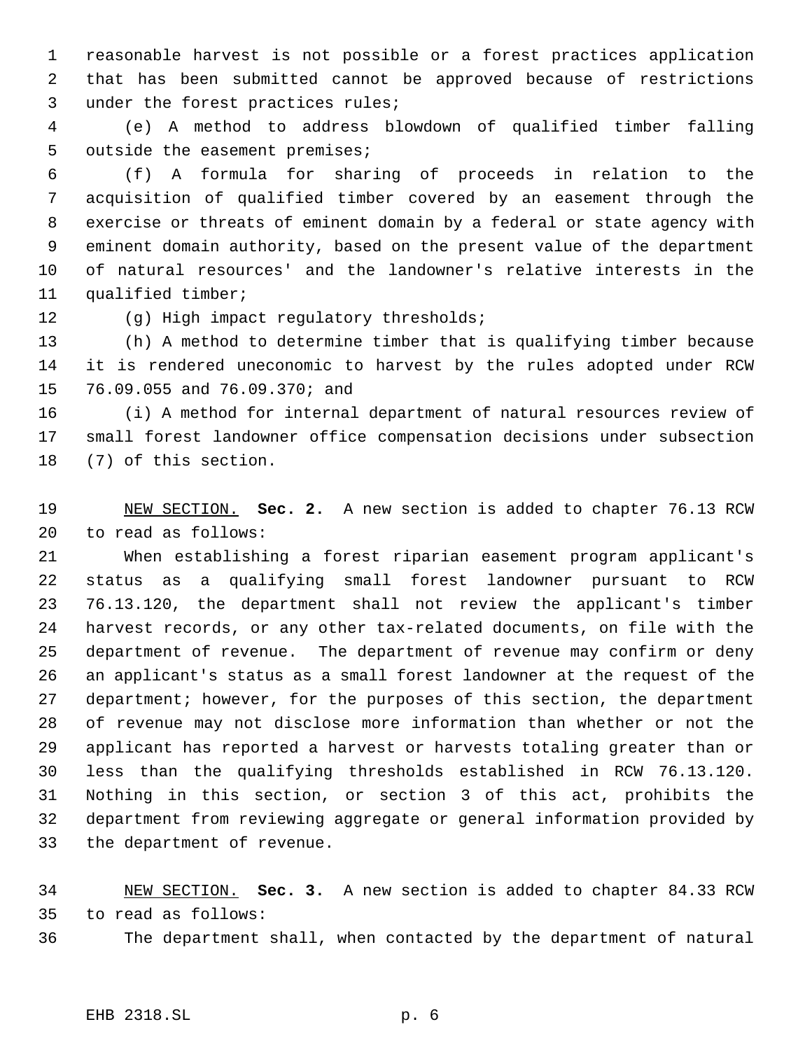reasonable harvest is not possible or a forest practices application that has been submitted cannot be approved because of restrictions under the forest practices rules;

(e) A method to address blowdown of qualified timber falling outside the easement premises;

(f) A formula for sharing of proceeds in relation to the acquisition of qualified timber covered by an easement through the exercise or threats of eminent domain by a federal or state agency with eminent domain authority, based on the present value of the department of natural resources' and the landowner's relative interests in the qualified timber;

(g) High impact regulatory thresholds;

(h) A method to determine timber that is qualifying timber because it is rendered uneconomic to harvest by the rules adopted under RCW 76.09.055 and 76.09.370; and

(i) A method for internal department of natural resources review of small forest landowner office compensation decisions under subsection (7) of this section.

NEW SECTION. **Sec. 2.** A new section is added to chapter 76.13 RCW to read as follows:

When establishing a forest riparian easement program applicant's status as a qualifying small forest landowner pursuant to RCW 76.13.120, the department shall not review the applicant's timber harvest records, or any other tax-related documents, on file with the department of revenue. The department of revenue may confirm or deny an applicant's status as a small forest landowner at the request of the department; however, for the purposes of this section, the department of revenue may not disclose more information than whether or not the applicant has reported a harvest or harvests totaling greater than or less than the qualifying thresholds established in RCW 76.13.120. Nothing in this section, or section 3 of this act, prohibits the department from reviewing aggregate or general information provided by the department of revenue.

NEW SECTION. **Sec. 3.** A new section is added to chapter 84.33 RCW to read as follows:

The department shall, when contacted by the department of natural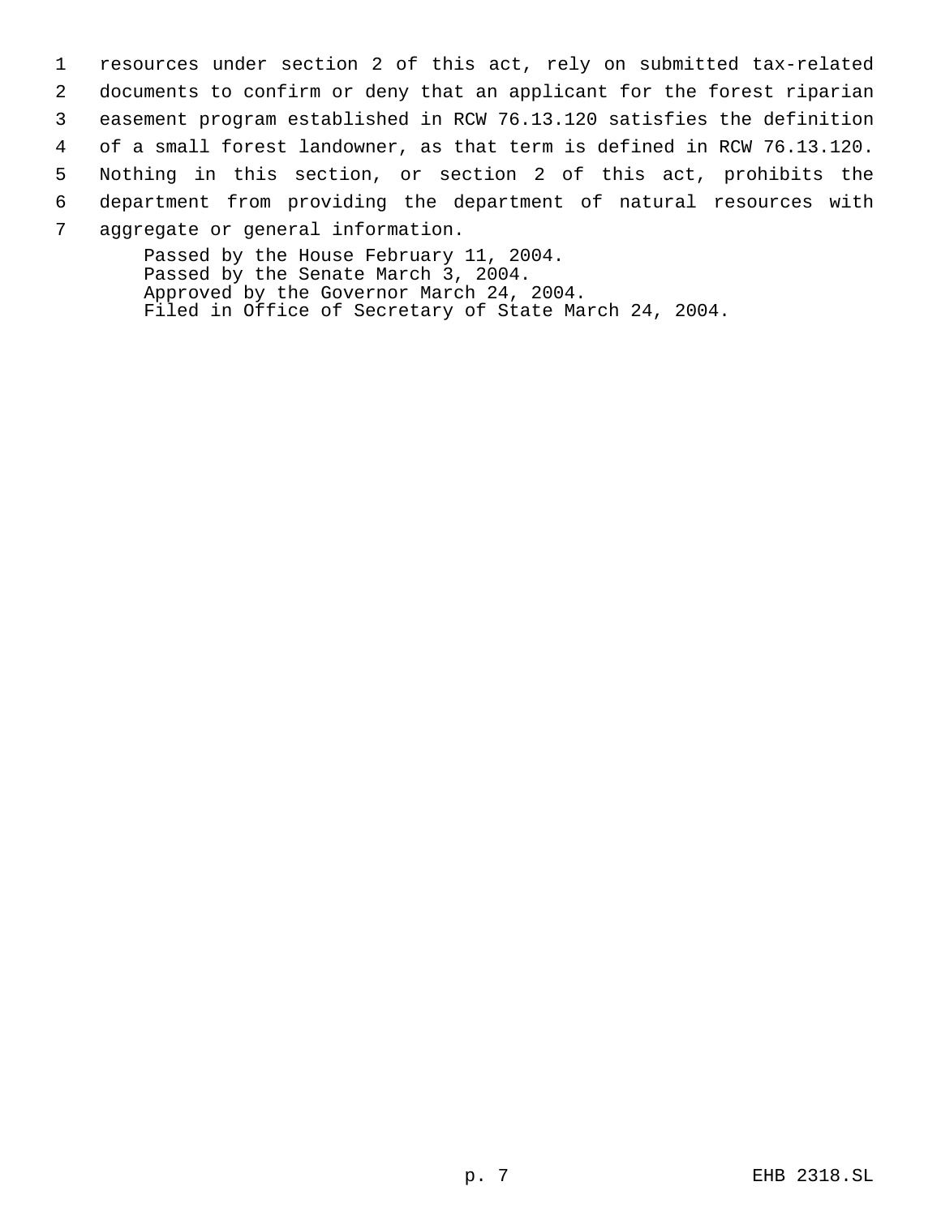resources under section 2 of this act, rely on submitted tax-related documents to confirm or deny that an applicant for the forest riparian easement program established in RCW 76.13.120 satisfies the definition of a small forest landowner, as that term is defined in RCW 76.13.120. Nothing in this section, or section 2 of this act, prohibits the department from providing the department of natural resources with aggregate or general information.

Passed by the House February 11, 2004.
Passed by the Senate March 3, 2004.
Approved by the Governor March 24, 2004.
Filed in Office of Secretary of State March 24, 2004.